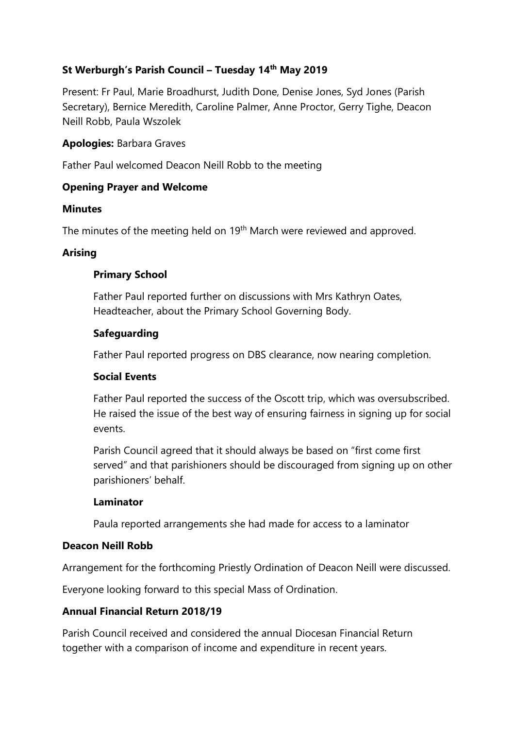# St Werburgh's Parish Council – Tuesday 14th May 2019

Present: Fr Paul, Marie Broadhurst, Judith Done, Denise Jones, Syd Jones (Parish Secretary), Bernice Meredith, Caroline Palmer, Anne Proctor, Gerry Tighe, Deacon Neill Robb, Paula Wszolek

**Apologies:** Barbara Graves

Father Paul welcomed Deacon Neill Robb to the meeting

## Opening Prayer and Welcome

## Minutes

The minutes of the meeting held on 19th March were reviewed and approved.

## Arising

### Primary School

Father Paul reported further on discussions with Mrs Kathryn Oates, Headteacher, about the Primary School Governing Body.

### Safeguarding

Father Paul reported progress on DBS clearance, now nearing completion.

### Social Events

Father Paul reported the success of the Oscott trip, which was oversubscribed. He raised the issue of the best way of ensuring fairness in signing up for social events.

Parish Council agreed that it should always be based on "first come first served" and that parishioners should be discouraged from signing up on other parishioners' behalf.

### Laminator

Paula reported arrangements she had made for access to a laminator

## Deacon Neill Robb

Arrangement for the forthcoming Priestly Ordination of Deacon Neill were discussed.

Everyone looking forward to this special Mass of Ordination.

## Annual Financial Return 2018/19

Parish Council received and considered the annual Diocesan Financial Return together with a comparison of income and expenditure in recent years.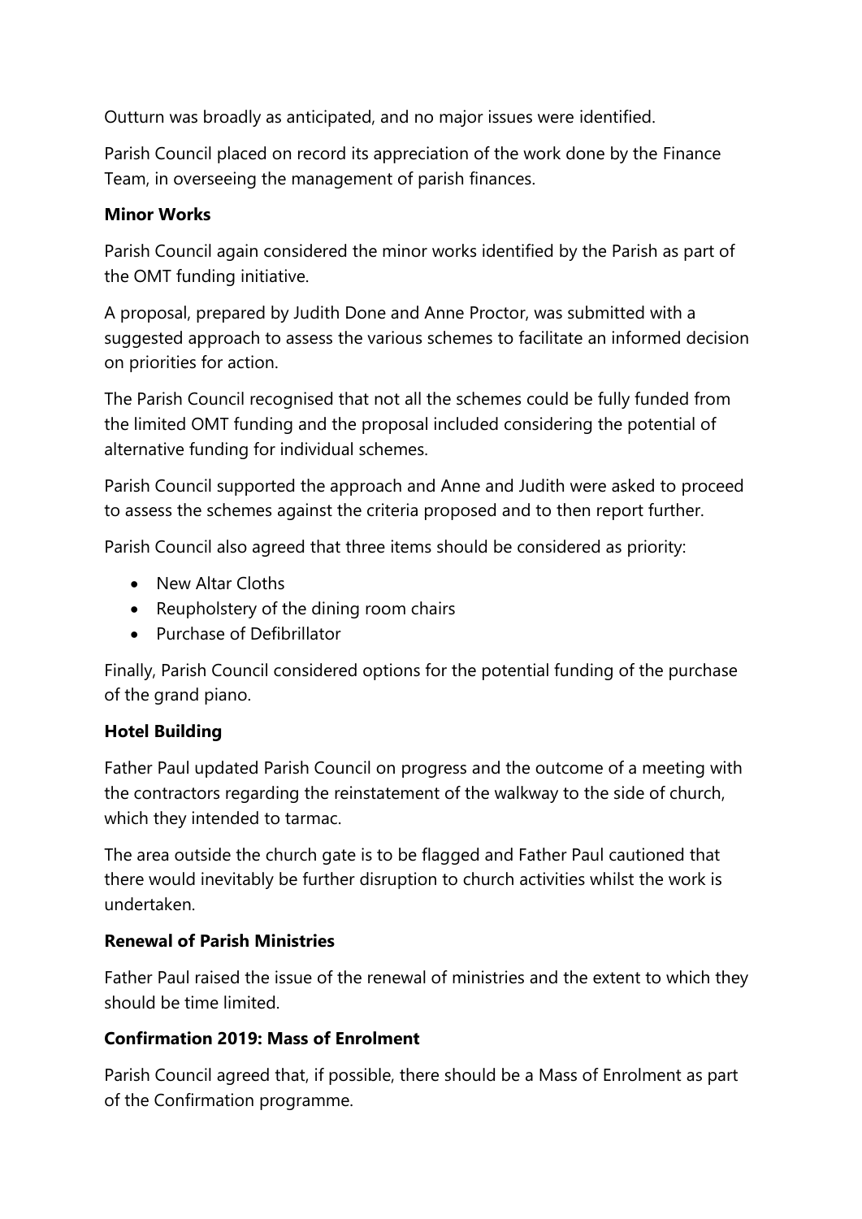Outturn was broadly as anticipated, and no major issues were identified.

Parish Council placed on record its appreciation of the work done by the Finance Team, in overseeing the management of parish finances.

**Minor Works**

Parish Council again considered the minor works identified by the Parish as part of the OMT funding initiative.

A proposal, prepared by Judith Done and Anne Proctor, was submitted with a suggested approach to assess the various schemes to facilitate an informed decision on priorities for action.

The Parish Council recognised that not all the schemes could be fully funded from the limited OMT funding and the proposal included considering the potential of alternative funding for individual schemes.

Parish Council supported the approach and Anne and Judith were asked to proceed to assess the schemes against the criteria proposed and to then report further.

Parish Council also agreed that three items should be considered as priority:

- New Altar Cloths
- Reupholstery of the dining room chairs
- Purchase of Defibrillator

Finally, Parish Council considered options for the potential funding of the purchase of the grand piano.

**Hotel Building**

Father Paul updated Parish Council on progress and the outcome of a meeting with the contractors regarding the reinstatement of the walkway to the side of church, which they intended to tarmac.

The area outside the church gate is to be flagged and Father Paul cautioned that there would inevitably be further disruption to church activities whilst the work is undertaken.

**Renewal of Parish Ministries**

Father Paul raised the issue of the renewal of ministries and the extent to which they should be time limited.

**Confirmation 2019: Mass of Enrolment**

Parish Council agreed that, if possible, there should be a Mass of Enrolment as part of the Confirmation programme.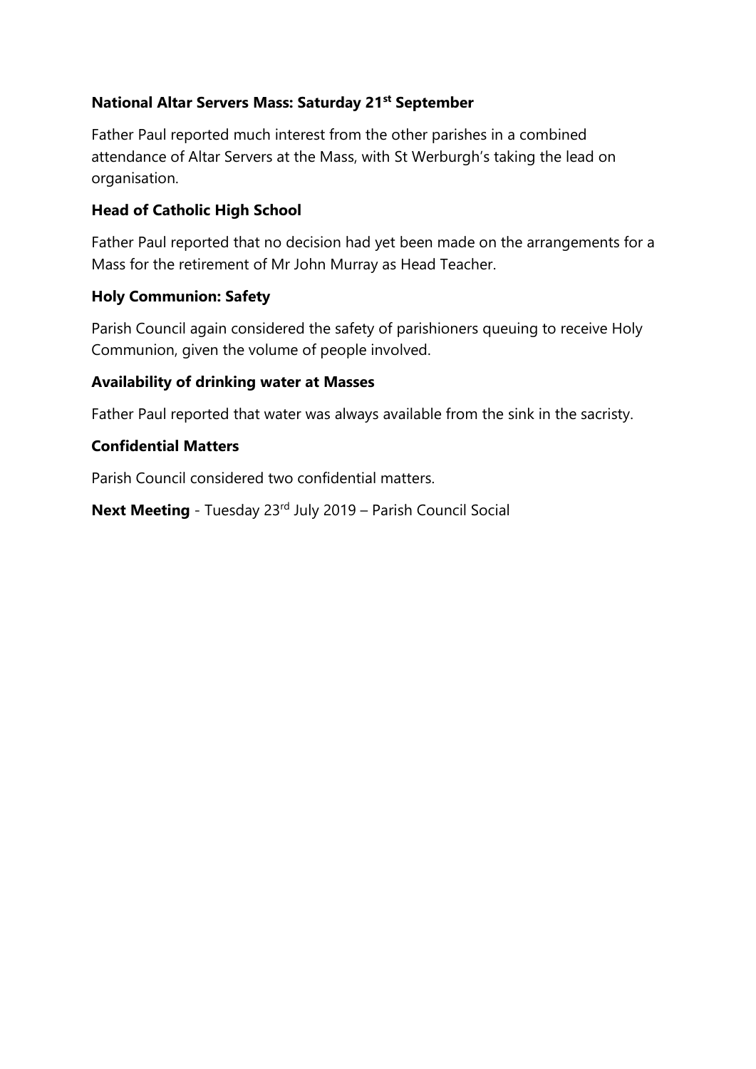**National Altar Servers Mass: Saturday 21st September**

Father Paul reported much interest from the other parishes in a combined attendance of Altar Servers at the Mass, with St Werburgh's taking the lead on organisation.

**Head of Catholic High School**

Father Paul reported that no decision had yet been made on the arrangements for a Mass for the retirement of Mr John Murray as Head Teacher.

**Holy Communion: Safety**

Parish Council again considered the safety of parishioners queuing to receive Holy Communion, given the volume of people involved.

**Availability of drinking water at Masses**

Father Paul reported that water was always available from the sink in the sacristy.

**Confidential Matters**

Parish Council considered two confidential matters.

**Next Meeting** - Tuesday 23rd July 2019 – Parish Council Social